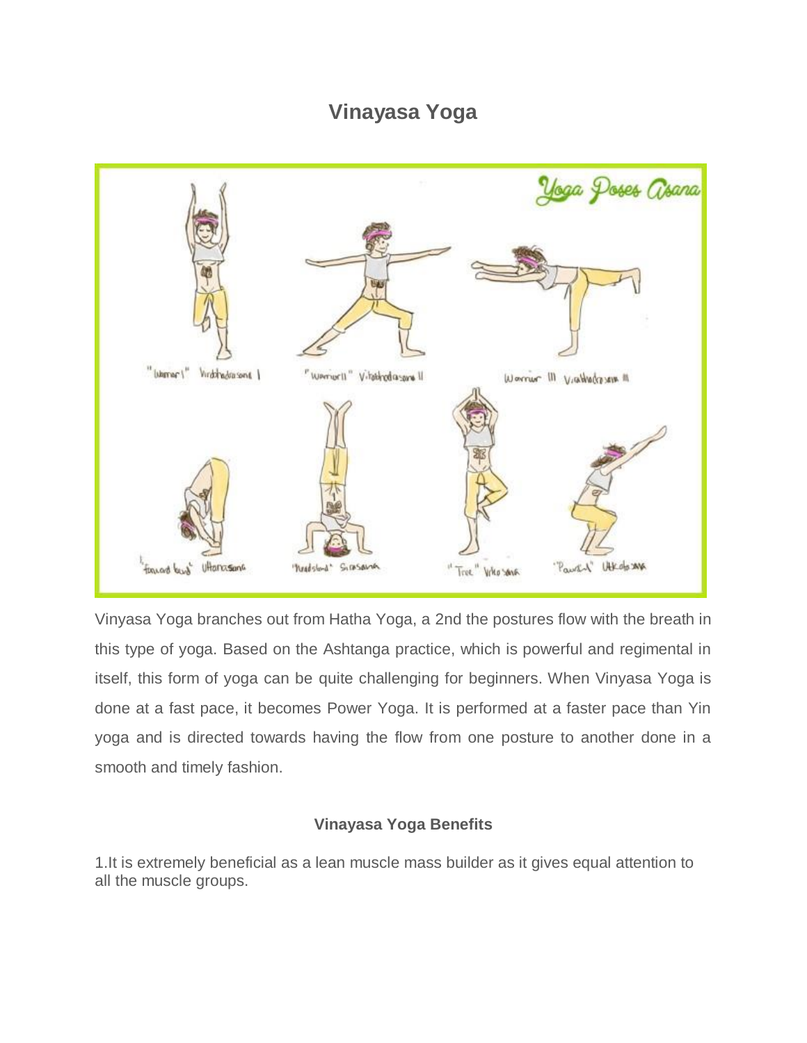# Vinayasa Yoga

Vinyasa Yoga branches out from Hatha Yoga, a 2nd the postures flow with the breath in this type of yoga. Based on the Ashtanga practice, which is powerful and regimental in itself, this form of yoga can be quite challenging for beginners. When Vinyasa Yoga is done at a fast pace, it becomes Power Yoga. It is performed at a faster pace than Yin yoga and is directed towards having the flow from one posture to another done in a smooth and timely fashion.

### Vinayasa Yoga Benefits

1.It is extremely beneficial as a lean muscle mass builder as it gives equal attention to all the muscle groups.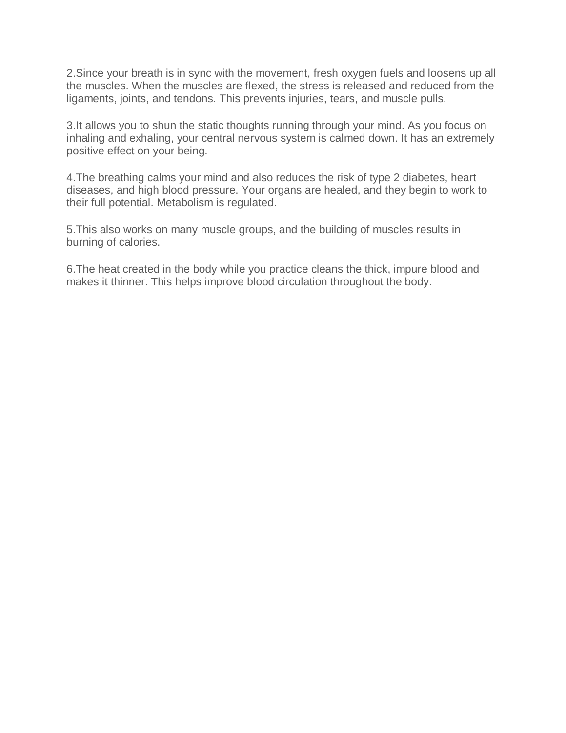2.Since your breath is in sync with the movement, fresh oxygen fuels and loosens up all the muscles. When the muscles are flexed, the stress is released and reduced from the ligaments, joints, and tendons. This prevents injuries, tears, and muscle pulls.

3.It allows you to shun the static thoughts running through your mind. As you focus on inhaling and exhaling, your central nervous system is calmed down. It has an extremely positive effect on your being.

4.The breathing calms your mind and also reduces the risk of type 2 diabetes, heart diseases, and high blood pressure. Your organs are healed, and they begin to work to their full potential. Metabolism is regulated.

5.This also works on many muscle groups, and the building of muscles results in burning of calories.

6.The heat created in the body while you practice cleans the thick, impure blood and makes it thinner. This helps improve blood circulation throughout the body.